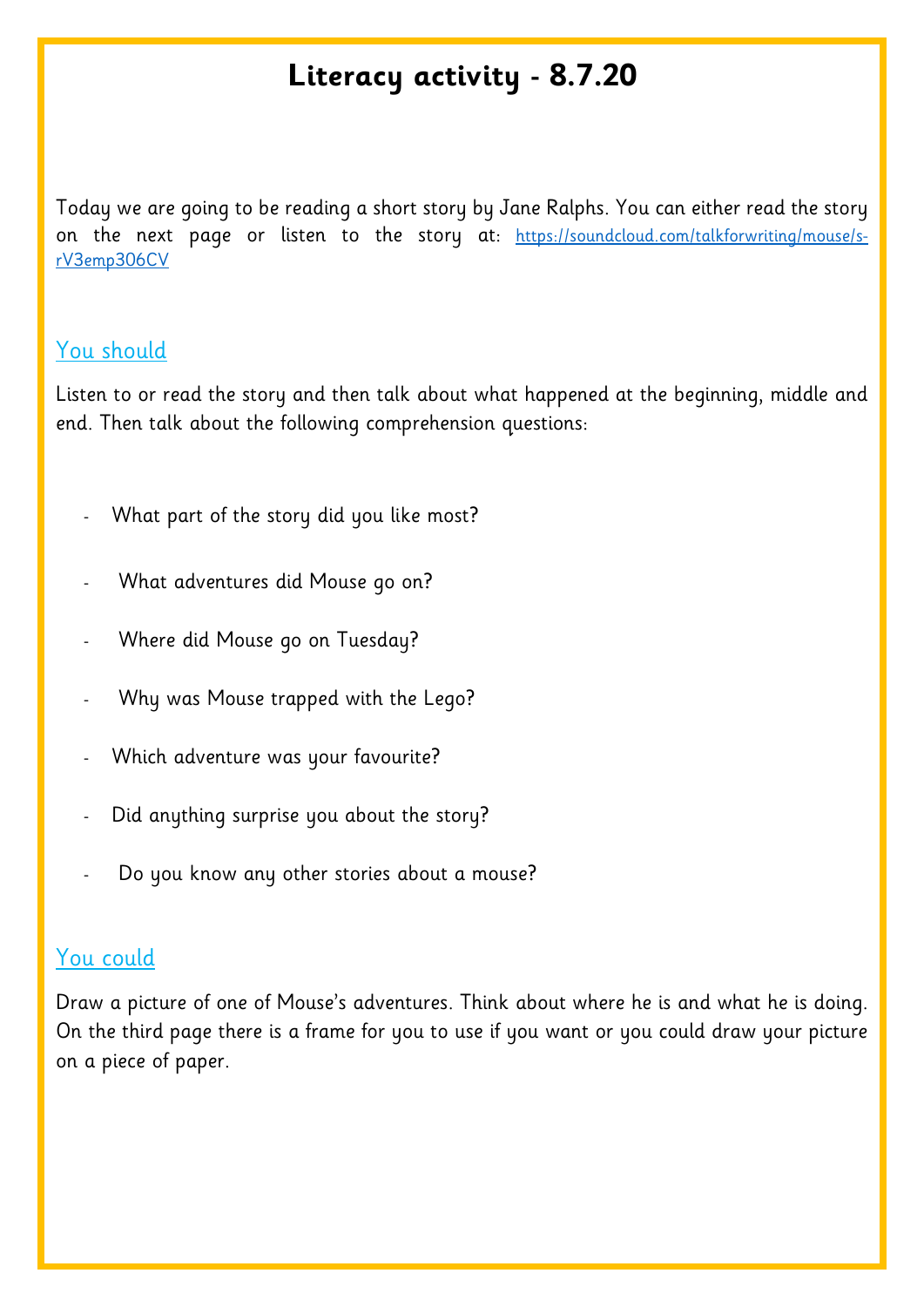# Literacy activity - 8.7.20

Today we are going to be reading a short story by Jane Ralphs. You can either read the story on the next page or listen to the story at: https://soundcloud.com/talkforwriting/mouse/s-rV3emp306CV

## You should

Listen to or read the story and then talk about what happened at the beginning, middle and end. Then talk about the following comprehension questions:

- What part of the story did you like most?
- What adventures did Mouse go on?
- Where did Mouse go on Tuesday?
- Why was Mouse trapped with the Lego?
- Which adventure was your favourite?
- Did anything surprise you about the story?
- Do you know any other stories about a mouse?

## You could

Draw a picture of one of Mouse's adventures. Think about where he is and what he is doing. On the third page there is a frame for you to use if you want or you could draw your picture on a piece of paper.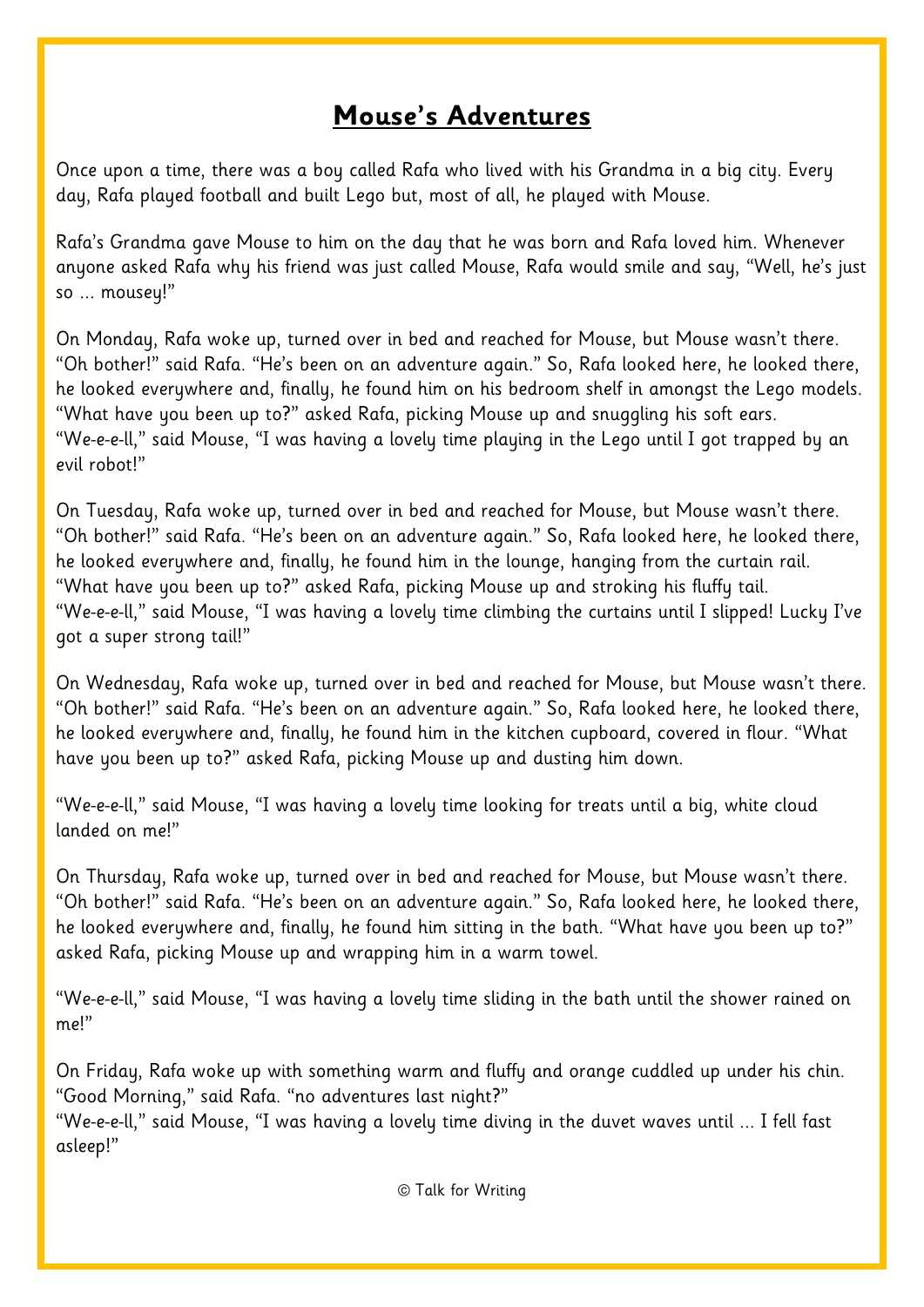# Mouse's Adventures

Once upon a time, there was a boy called Rafa who lived with his Grandma in a big city. Every day, Rafa played football and built Lego but, most of all, he played with Mouse.

Rafa's Grandma gave Mouse to him on the day that he was born and Rafa loved him. Whenever anyone asked Rafa why his friend was just called Mouse, Rafa would smile and say, "Well, he's just so ... mousey!"

On Monday, Rafa woke up, turned over in bed and reached for Mouse, but Mouse wasn't there. "Oh bother!" said Rafa. "He's been on an adventure again." So, Rafa looked here, he looked there, he looked everywhere and, finally, he found him on his bedroom shelf in amongst the Lego models. "What have you been up to?" asked Rafa, picking Mouse up and snuggling his soft ears. "We-e-e-ll," said Mouse, "I was having a lovely time playing in the Lego until I got trapped by an evil robot!"

On Tuesday, Rafa woke up, turned over in bed and reached for Mouse, but Mouse wasn't there. "Oh bother!" said Rafa. "He's been on an adventure again." So, Rafa looked here, he looked there, he looked everywhere and, finally, he found him in the lounge, hanging from the curtain rail. "What have you been up to?" asked Rafa, picking Mouse up and stroking his fluffy tail. "We-e-e-ll," said Mouse, "I was having a lovely time climbing the curtains until I slipped! Lucky I've got a super strong tail!"

On Wednesday, Rafa woke up, turned over in bed and reached for Mouse, but Mouse wasn't there. "Oh bother!" said Rafa. "He's been on an adventure again." So, Rafa looked here, he looked there, he looked everywhere and, finally, he found him in the kitchen cupboard, covered in flour. "What have you been up to?" asked Rafa, picking Mouse up and dusting him down.

"We-e-e-ll," said Mouse, "I was having a lovely time looking for treats until a big, white cloud landed on me!"

On Thursday, Rafa woke up, turned over in bed and reached for Mouse, but Mouse wasn't there. "Oh bother!" said Rafa. "He's been on an adventure again." So, Rafa looked here, he looked there, he looked everywhere and, finally, he found him sitting in the bath. "What have you been up to?" asked Rafa, picking Mouse up and wrapping him in a warm towel.

"We-e-e-ll," said Mouse, "I was having a lovely time sliding in the bath until the shower rained on me!"

On Friday, Rafa woke up with something warm and fluffy and orange cuddled up under his chin. "Good Morning," said Rafa. "no adventures last night?"
"We-e-e-ll," said Mouse, "I was having a lovely time diving in the duvet waves until ... I fell fast asleep!"

© Talk for Writing